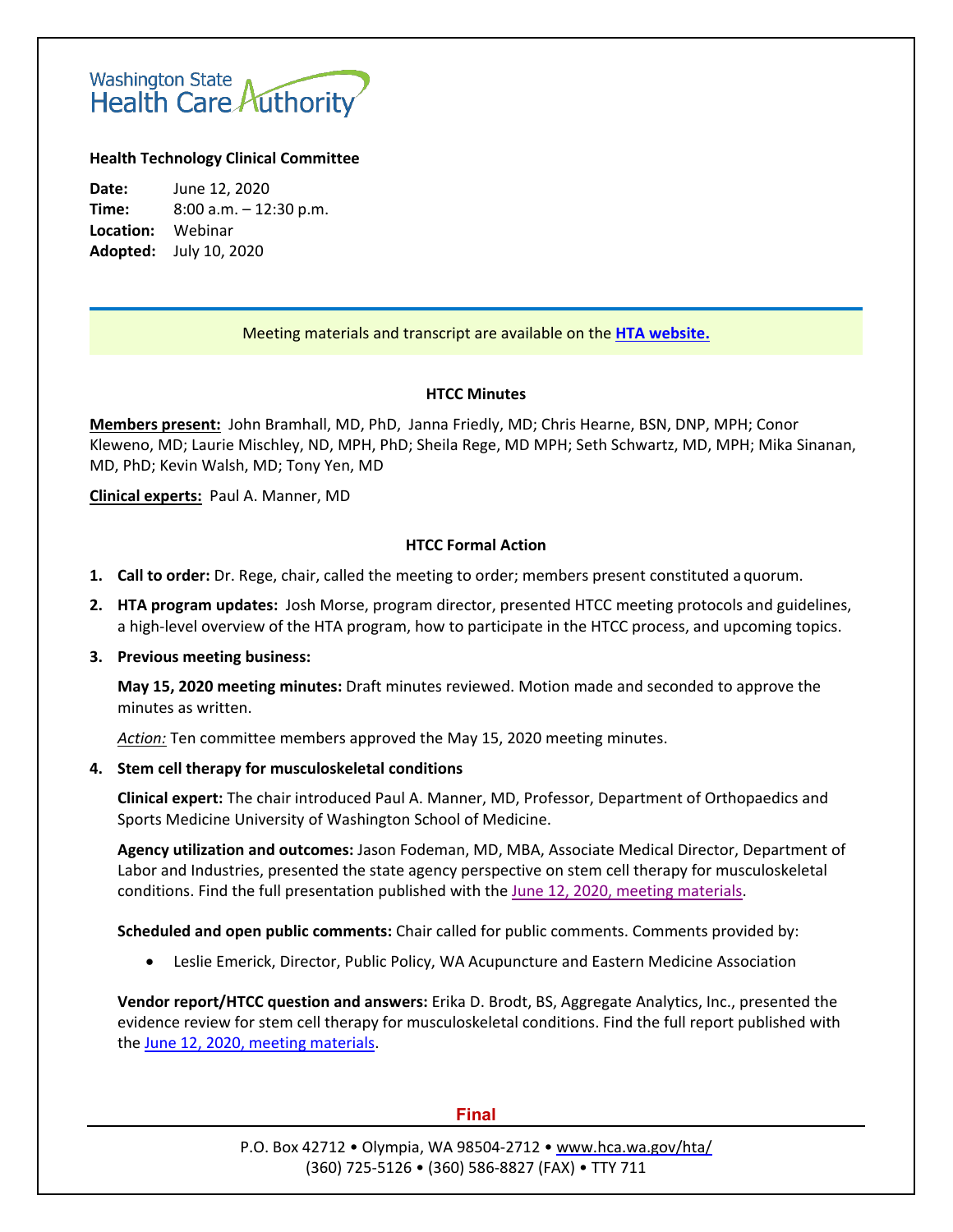Washington State Health Care Authority

**Health Technology Clinical Committee**

**Date:** June 12, 2020
**Time:** 8:00 a.m. – 12:30 p.m.
**Location:** Webinar
**Adopted:** July 10, 2020

Meeting materials and transcript are available on the **HTA website.**

## HTCC Minutes

**Members present:** John Bramhall, MD, PhD, Janna Friedly, MD; Chris Hearne, BSN, DNP, MPH; Conor Kleweno, MD; Laurie Mischley, ND, MPH, PhD; Sheila Rege, MD MPH; Seth Schwartz, MD, MPH; Mika Sinanan, MD, PhD; Kevin Walsh, MD; Tony Yen, MD

**Clinical experts:** Paul A. Manner, MD

## HTCC Formal Action

1. **Call to order:** Dr. Rege, chair, called the meeting to order; members present constituted a quorum.

2. **HTA program updates:** Josh Morse, program director, presented HTCC meeting protocols and guidelines, a high-level overview of the HTA program, how to participate in the HTCC process, and upcoming topics.

3. **Previous meeting business:**

   **May 15, 2020 meeting minutes:** Draft minutes reviewed. Motion made and seconded to approve the minutes as written.

   *Action:* Ten committee members approved the May 15, 2020 meeting minutes.

4. **Stem cell therapy for musculoskeletal conditions**

   **Clinical expert:** The chair introduced Paul A. Manner, MD, Professor, Department of Orthopaedics and Sports Medicine University of Washington School of Medicine.

   **Agency utilization and outcomes:** Jason Fodeman, MD, MBA, Associate Medical Director, Department of Labor and Industries, presented the state agency perspective on stem cell therapy for musculoskeletal conditions. Find the full presentation published with the June 12, 2020, meeting materials.

   **Scheduled and open public comments:** Chair called for public comments. Comments provided by:

   - Leslie Emerick, Director, Public Policy, WA Acupuncture and Eastern Medicine Association

   **Vendor report/HTCC question and answers:** Erika D. Brodt, BS, Aggregate Analytics, Inc., presented the evidence review for stem cell therapy for musculoskeletal conditions. Find the full report published with the June 12, 2020, meeting materials.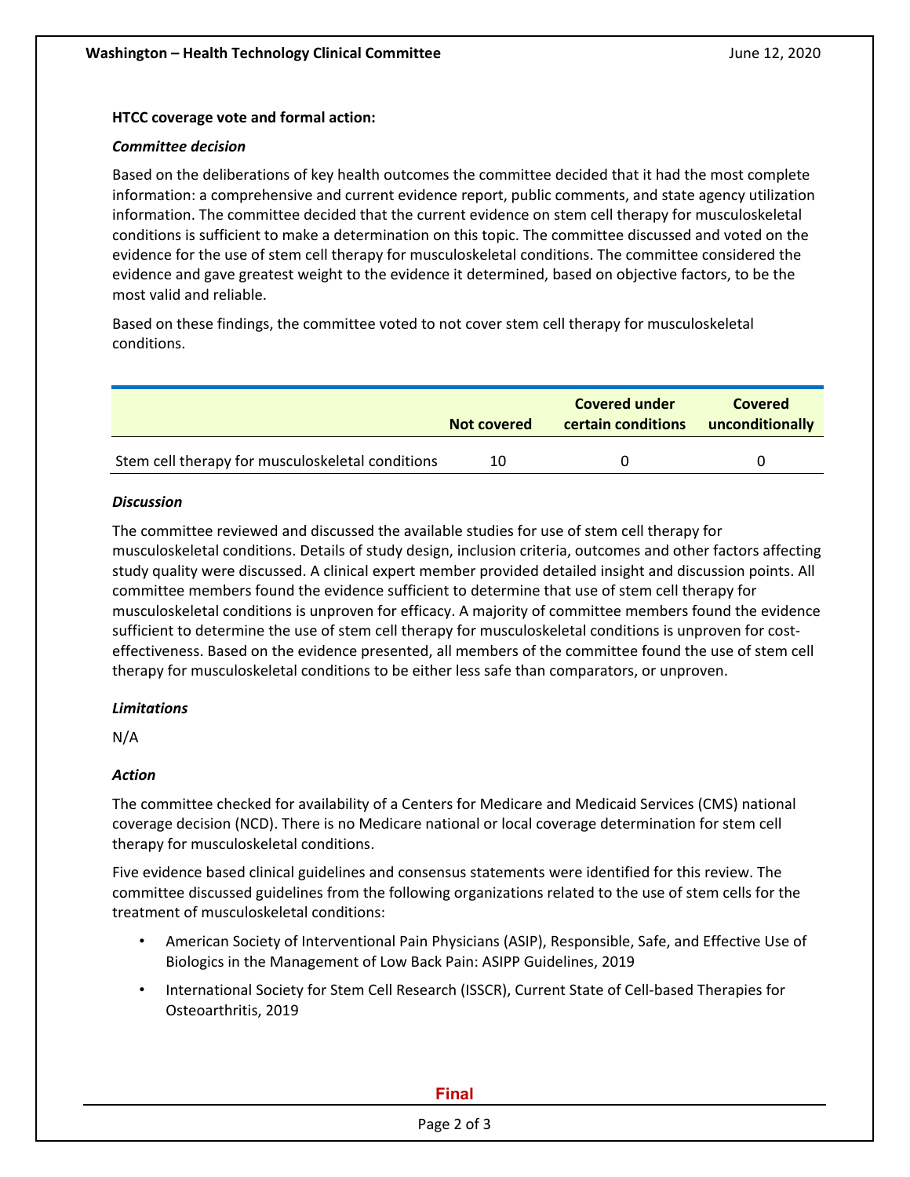**HTCC coverage vote and formal action:**

***Committee decision***

Based on the deliberations of key health outcomes the committee decided that it had the most complete information: a comprehensive and current evidence report, public comments, and state agency utilization information. The committee decided that the current evidence on stem cell therapy for musculoskeletal conditions is sufficient to make a determination on this topic. The committee discussed and voted on the evidence for the use of stem cell therapy for musculoskeletal conditions. The committee considered the evidence and gave greatest weight to the evidence it determined, based on objective factors, to be the most valid and reliable.

Based on these findings, the committee voted to not cover stem cell therapy for musculoskeletal conditions.

| | Not covered | Covered under certain conditions | Covered unconditionally |
|---|---|---|---|
| Stem cell therapy for musculoskeletal conditions | 10 | 0 | 0 |

***Discussion***

The committee reviewed and discussed the available studies for use of stem cell therapy for musculoskeletal conditions. Details of study design, inclusion criteria, outcomes and other factors affecting study quality were discussed. A clinical expert member provided detailed insight and discussion points. All committee members found the evidence sufficient to determine that use of stem cell therapy for musculoskeletal conditions is unproven for efficacy. A majority of committee members found the evidence sufficient to determine the use of stem cell therapy for musculoskeletal conditions is unproven for cost-effectiveness. Based on the evidence presented, all members of the committee found the use of stem cell therapy for musculoskeletal conditions to be either less safe than comparators, or unproven.

***Limitations***

N/A

***Action***

The committee checked for availability of a Centers for Medicare and Medicaid Services (CMS) national coverage decision (NCD). There is no Medicare national or local coverage determination for stem cell therapy for musculoskeletal conditions.

Five evidence based clinical guidelines and consensus statements were identified for this review. The committee discussed guidelines from the following organizations related to the use of stem cells for the treatment of musculoskeletal conditions:

- American Society of Interventional Pain Physicians (ASIP), Responsible, Safe, and Effective Use of Biologics in the Management of Low Back Pain: ASIPP Guidelines, 2019
- International Society for Stem Cell Research (ISSCR), Current State of Cell-based Therapies for Osteoarthritis, 2019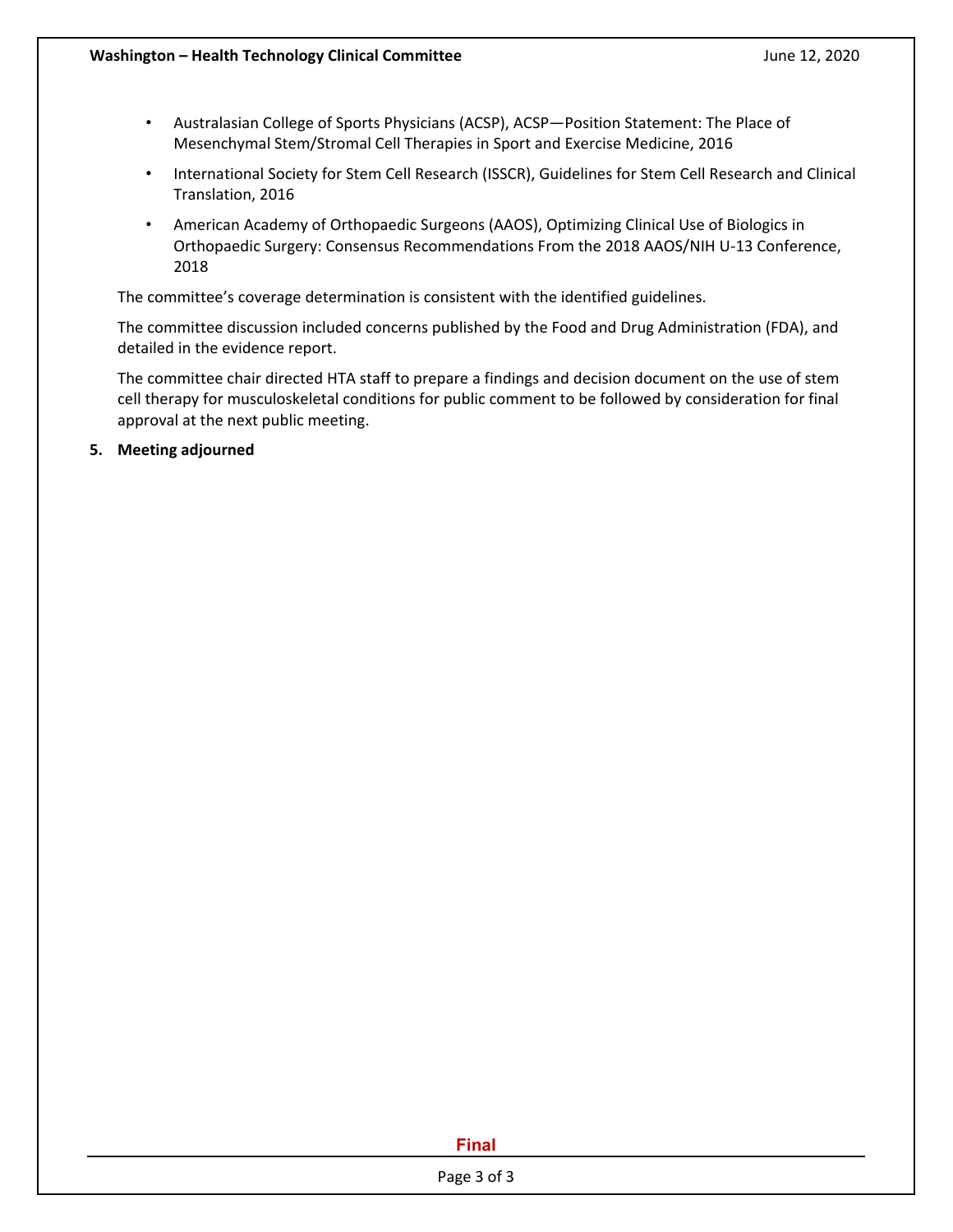- Australasian College of Sports Physicians (ACSP), ACSP—Position Statement: The Place of Mesenchymal Stem/Stromal Cell Therapies in Sport and Exercise Medicine, 2016
- International Society for Stem Cell Research (ISSCR), Guidelines for Stem Cell Research and Clinical Translation, 2016
- American Academy of Orthopaedic Surgeons (AAOS), Optimizing Clinical Use of Biologics in Orthopaedic Surgery: Consensus Recommendations From the 2018 AAOS/NIH U-13 Conference, 2018

The committee's coverage determination is consistent with the identified guidelines.

The committee discussion included concerns published by the Food and Drug Administration (FDA), and detailed in the evidence report.

The committee chair directed HTA staff to prepare a findings and decision document on the use of stem cell therapy for musculoskeletal conditions for public comment to be followed by consideration for final approval at the next public meeting.

**5. Meeting adjourned**